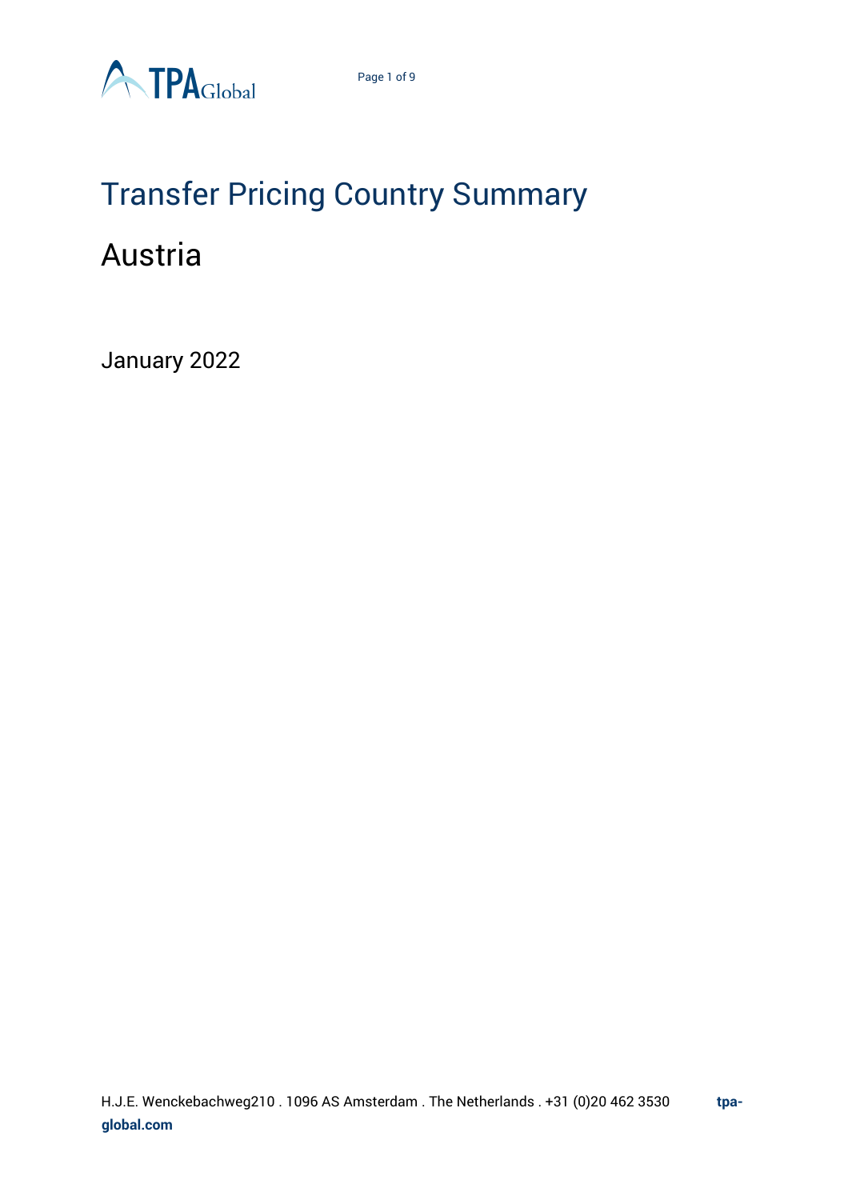# Transfer Pricing Country Summary

## Austria

January 2022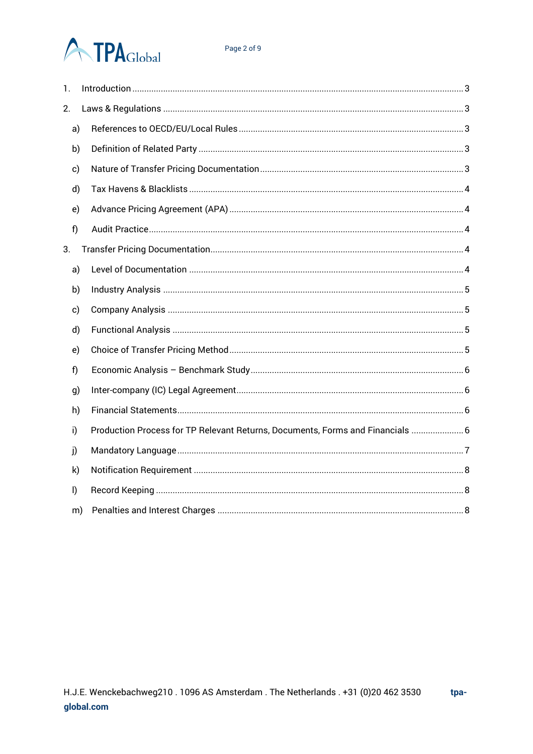1. Introduction ........................................................................................................................................ 3
2. Laws & Regulations ........................................................................................................................... 3
   a) References to OECD/EU/Local Rules ........................................................................................... 3
   b) Definition of Related Party ........................................................................................................... 3
   c) Nature of Transfer Pricing Documentation .................................................................................. 3
   d) Tax Havens & Blacklists ............................................................................................................... 4
   e) Advance Pricing Agreement (APA) ............................................................................................... 4
   f) Audit Practice ................................................................................................................................. 4
3. Transfer Pricing Documentation ........................................................................................................ 4
   a) Level of Documentation ................................................................................................................ 4
   b) Industry Analysis .......................................................................................................................... 5
   c) Company Analysis ......................................................................................................................... 5
   d) Functional Analysis ...................................................................................................................... 5
   e) Choice of Transfer Pricing Method ............................................................................................... 5
   f) Economic Analysis – Benchmark Study ......................................................................................... 6
   g) Inter-company (IC) Legal Agreement ............................................................................................. 6
   h) Financial Statements ..................................................................................................................... 6
   i) Production Process for TP Relevant Returns, Documents, Forms and Financials ...................... 6
   j) Mandatory Language ..................................................................................................................... 7
   k) Notification Requirement .............................................................................................................. 8
   l) Record Keeping .............................................................................................................................. 8
   m) Penalties and Interest Charges .................................................................................................... 8

H.J.E. Wenckebachweg210 . 1096 AS Amsterdam . The Netherlands . +31 (0)20 462 3530 **tpa-global.com**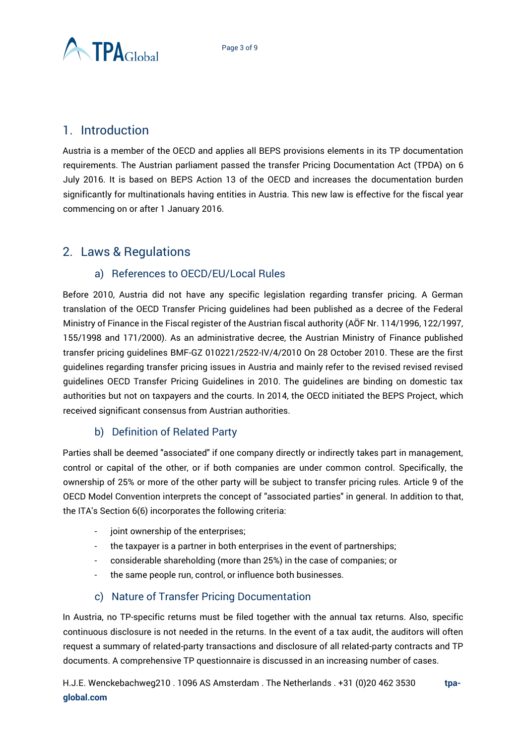## 1. Introduction

Austria is a member of the OECD and applies all BEPS provisions elements in its TP documentation requirements. The Austrian parliament passed the transfer Pricing Documentation Act (TPDA) on 6 July 2016. It is based on BEPS Action 13 of the OECD and increases the documentation burden significantly for multinationals having entities in Austria. This new law is effective for the fiscal year commencing on or after 1 January 2016.

## 2. Laws & Regulations

### a) References to OECD/EU/Local Rules

Before 2010, Austria did not have any specific legislation regarding transfer pricing. A German translation of the OECD Transfer Pricing guidelines had been published as a decree of the Federal Ministry of Finance in the Fiscal register of the Austrian fiscal authority (AÖF Nr. 114/1996, 122/1997, 155/1998 and 171/2000). As an administrative decree, the Austrian Ministry of Finance published transfer pricing guidelines BMF-GZ 010221/2522-IV/4/2010 On 28 October 2010. These are the first guidelines regarding transfer pricing issues in Austria and mainly refer to the revised revised revised guidelines OECD Transfer Pricing Guidelines in 2010. The guidelines are binding on domestic tax authorities but not on taxpayers and the courts. In 2014, the OECD initiated the BEPS Project, which received significant consensus from Austrian authorities.

### b) Definition of Related Party

Parties shall be deemed "associated" if one company directly or indirectly takes part in management, control or capital of the other, or if both companies are under common control. Specifically, the ownership of 25% or more of the other party will be subject to transfer pricing rules. Article 9 of the OECD Model Convention interprets the concept of "associated parties" in general. In addition to that, the ITA's Section 6(6) incorporates the following criteria:

- joint ownership of the enterprises;
- the taxpayer is a partner in both enterprises in the event of partnerships;
- considerable shareholding (more than 25%) in the case of companies; or
- the same people run, control, or influence both businesses.

### c) Nature of Transfer Pricing Documentation

In Austria, no TP-specific returns must be filed together with the annual tax returns. Also, specific continuous disclosure is not needed in the returns. In the event of a tax audit, the auditors will often request a summary of related-party transactions and disclosure of all related-party contracts and TP documents. A comprehensive TP questionnaire is discussed in an increasing number of cases.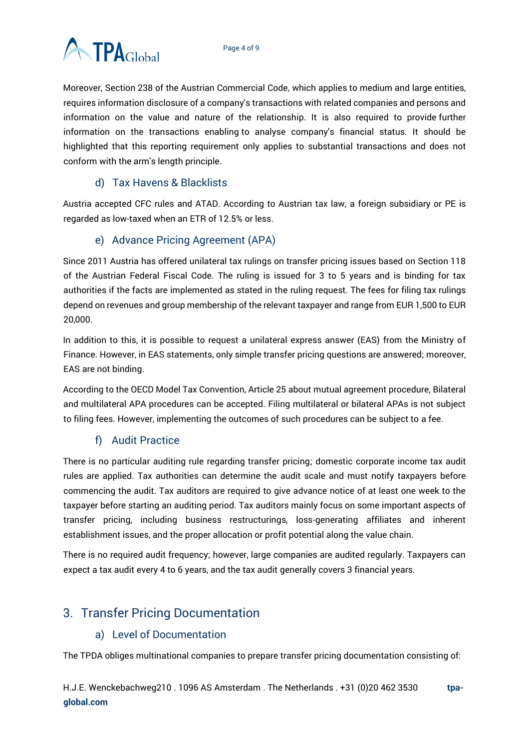Moreover, Section 238 of the Austrian Commercial Code, which applies to medium and large entities, requires information disclosure of a company's transactions with related companies and persons and information on the value and nature of the relationship. It is also required to provide further information on the transactions enabling to analyse company's financial status. It should be highlighted that this reporting requirement only applies to substantial transactions and does not conform with the arm's length principle.

### d) Tax Havens & Blacklists

Austria accepted CFC rules and ATAD. According to Austrian tax law, a foreign subsidiary or PE is regarded as low-taxed when an ETR of 12.5% or less.

### e) Advance Pricing Agreement (APA)

Since 2011 Austria has offered unilateral tax rulings on transfer pricing issues based on Section 118 of the Austrian Federal Fiscal Code. The ruling is issued for 3 to 5 years and is binding for tax authorities if the facts are implemented as stated in the ruling request. The fees for filing tax rulings depend on revenues and group membership of the relevant taxpayer and range from EUR 1,500 to EUR 20,000.

In addition to this, it is possible to request a unilateral express answer (EAS) from the Ministry of Finance. However, in EAS statements, only simple transfer pricing questions are answered; moreover, EAS are not binding.

According to the OECD Model Tax Convention, Article 25 about mutual agreement procedure, Bilateral and multilateral APA procedures can be accepted. Filing multilateral or bilateral APAs is not subject to filing fees. However, implementing the outcomes of such procedures can be subject to a fee.

### f) Audit Practice

There is no particular auditing rule regarding transfer pricing; domestic corporate income tax audit rules are applied. Tax authorities can determine the audit scale and must notify taxpayers before commencing the audit. Tax auditors are required to give advance notice of at least one week to the taxpayer before starting an auditing period. Tax auditors mainly focus on some important aspects of transfer pricing, including business restructurings, loss-generating affiliates and inherent establishment issues, and the proper allocation or profit potential along the value chain.

There is no required audit frequency; however, large companies are audited regularly. Taxpayers can expect a tax audit every 4 to 6 years, and the tax audit generally covers 3 financial years.

## 3. Transfer Pricing Documentation

### a) Level of Documentation

The TPDA obliges multinational companies to prepare transfer pricing documentation consisting of: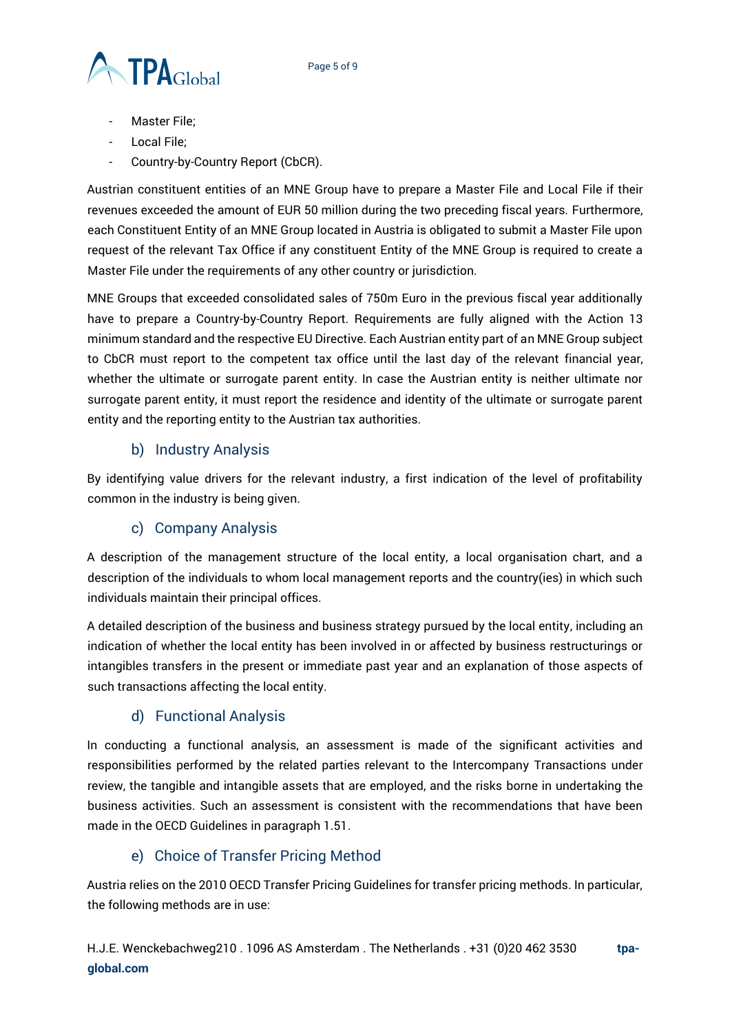- Master File;
- Local File;
- Country-by-Country Report (CbCR).

Austrian constituent entities of an MNE Group have to prepare a Master File and Local File if their revenues exceeded the amount of EUR 50 million during the two preceding fiscal years. Furthermore, each Constituent Entity of an MNE Group located in Austria is obligated to submit a Master File upon request of the relevant Tax Office if any constituent Entity of the MNE Group is required to create a Master File under the requirements of any other country or jurisdiction.

MNE Groups that exceeded consolidated sales of 750m Euro in the previous fiscal year additionally have to prepare a Country-by-Country Report. Requirements are fully aligned with the Action 13 minimum standard and the respective EU Directive. Each Austrian entity part of an MNE Group subject to CbCR must report to the competent tax office until the last day of the relevant financial year, whether the ultimate or surrogate parent entity. In case the Austrian entity is neither ultimate nor surrogate parent entity, it must report the residence and identity of the ultimate or surrogate parent entity and the reporting entity to the Austrian tax authorities.

### b) Industry Analysis

By identifying value drivers for the relevant industry, a first indication of the level of profitability common in the industry is being given.

### c) Company Analysis

A description of the management structure of the local entity, a local organisation chart, and a description of the individuals to whom local management reports and the country(ies) in which such individuals maintain their principal offices.

A detailed description of the business and business strategy pursued by the local entity, including an indication of whether the local entity has been involved in or affected by business restructurings or intangibles transfers in the present or immediate past year and an explanation of those aspects of such transactions affecting the local entity.

### d) Functional Analysis

In conducting a functional analysis, an assessment is made of the significant activities and responsibilities performed by the related parties relevant to the Intercompany Transactions under review, the tangible and intangible assets that are employed, and the risks borne in undertaking the business activities. Such an assessment is consistent with the recommendations that have been made in the OECD Guidelines in paragraph 1.51.

### e) Choice of Transfer Pricing Method

Austria relies on the 2010 OECD Transfer Pricing Guidelines for transfer pricing methods. In particular, the following methods are in use: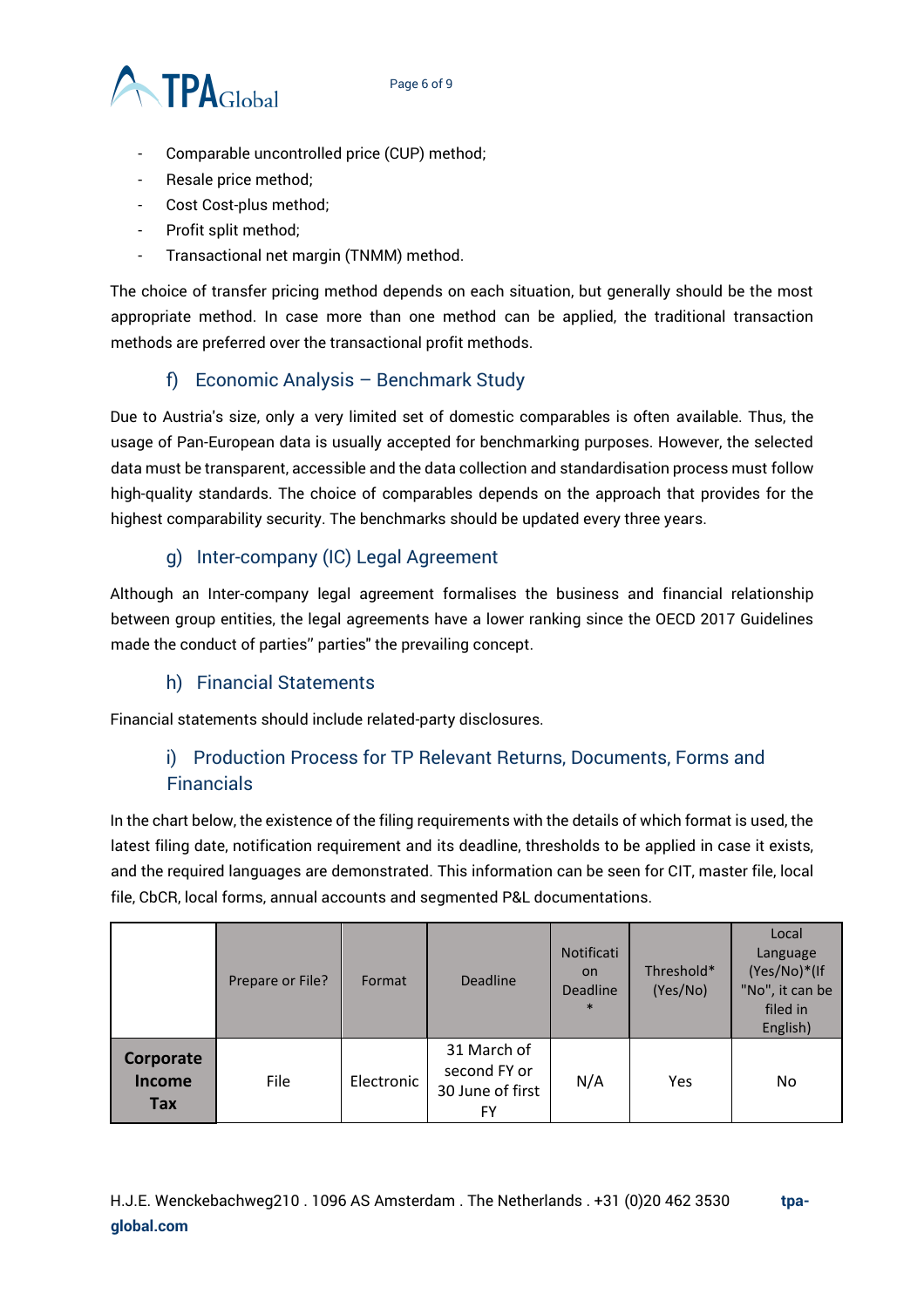- Comparable uncontrolled price (CUP) method;
- Resale price method;
- Cost Cost-plus method;
- Profit split method;
- Transactional net margin (TNMM) method.

The choice of transfer pricing method depends on each situation, but generally should be the most appropriate method. In case more than one method can be applied, the traditional transaction methods are preferred over the transactional profit methods.

### f) Economic Analysis – Benchmark Study

Due to Austria's size, only a very limited set of domestic comparables is often available. Thus, the usage of Pan-European data is usually accepted for benchmarking purposes. However, the selected data must be transparent, accessible and the data collection and standardisation process must follow high-quality standards. The choice of comparables depends on the approach that provides for the highest comparability security. The benchmarks should be updated every three years.

### g) Inter-company (IC) Legal Agreement

Although an Inter-company legal agreement formalises the business and financial relationship between group entities, the legal agreements have a lower ranking since the OECD 2017 Guidelines made the conduct of parties'' parties" the prevailing concept.

### h) Financial Statements

Financial statements should include related-party disclosures.

### i) Production Process for TP Relevant Returns, Documents, Forms and Financials

In the chart below, the existence of the filing requirements with the details of which format is used, the latest filing date, notification requirement and its deadline, thresholds to be applied in case it exists, and the required languages are demonstrated. This information can be seen for CIT, master file, local file, CbCR, local forms, annual accounts and segmented P&L documentations.

| | Prepare or File? | Format | Deadline | Notification Deadline * | Threshold* (Yes/No) | Local Language (Yes/No)*(If "No", it can be filed in English) |
|---|---|---|---|---|---|---|
| **Corporate Income Tax** | File | Electronic | 31 March of second FY or 30 June of first FY | N/A | Yes | No |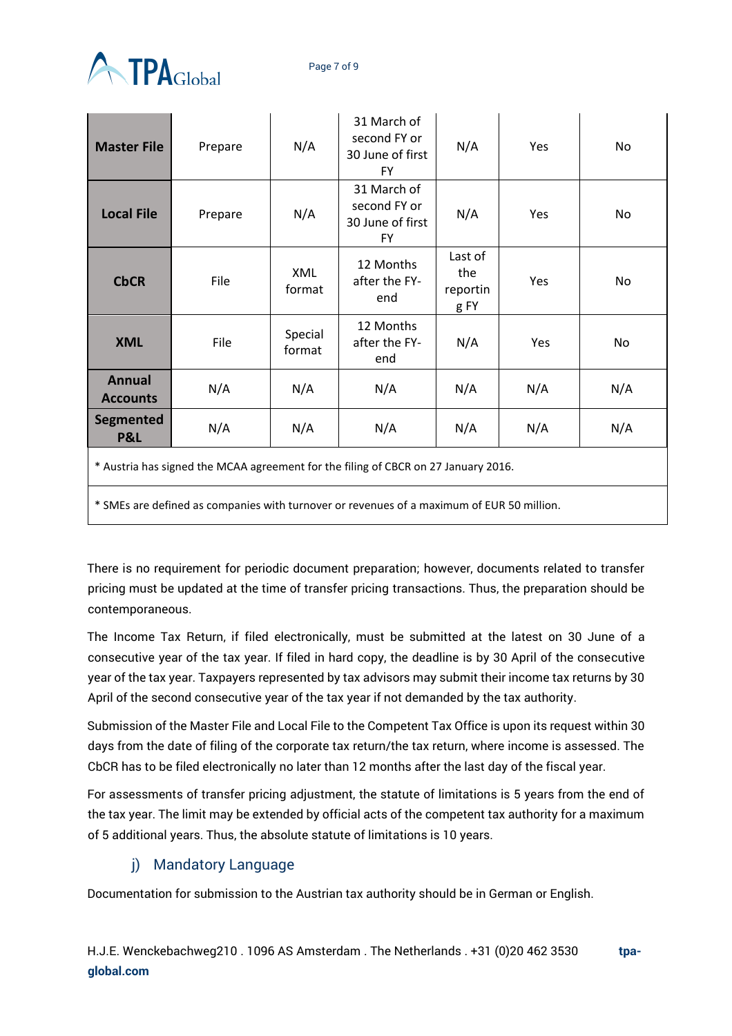| | | | | | | |
|---|---|---|---|---|---|---|
| **Master File** | Prepare | N/A | 31 March of second FY or 30 June of first FY | N/A | Yes | No |
| **Local File** | Prepare | N/A | 31 March of second FY or 30 June of first FY | N/A | Yes | No |
| **CbCR** | File | XML format | 12 Months after the FY-end | Last of the reporting FY | Yes | No |
| **XML** | File | Special format | 12 Months after the FY-end | N/A | Yes | No |
| **Annual Accounts** | N/A | N/A | N/A | N/A | N/A | N/A |
| **Segmented P&L** | N/A | N/A | N/A | N/A | N/A | N/A |

* Austria has signed the MCAA agreement for the filing of CBCR on 27 January 2016.

* SMEs are defined as companies with turnover or revenues of a maximum of EUR 50 million.

There is no requirement for periodic document preparation; however, documents related to transfer pricing must be updated at the time of transfer pricing transactions. Thus, the preparation should be contemporaneous.

The Income Tax Return, if filed electronically, must be submitted at the latest on 30 June of a consecutive year of the tax year. If filed in hard copy, the deadline is by 30 April of the consecutive year of the tax year. Taxpayers represented by tax advisors may submit their income tax returns by 30 April of the second consecutive year of the tax year if not demanded by the tax authority.

Submission of the Master File and Local File to the Competent Tax Office is upon its request within 30 days from the date of filing of the corporate tax return/the tax return, where income is assessed. The CbCR has to be filed electronically no later than 12 months after the last day of the fiscal year.

For assessments of transfer pricing adjustment, the statute of limitations is 5 years from the end of the tax year. The limit may be extended by official acts of the competent tax authority for a maximum of 5 additional years. Thus, the absolute statute of limitations is 10 years.

### j) Mandatory Language

Documentation for submission to the Austrian tax authority should be in German or English.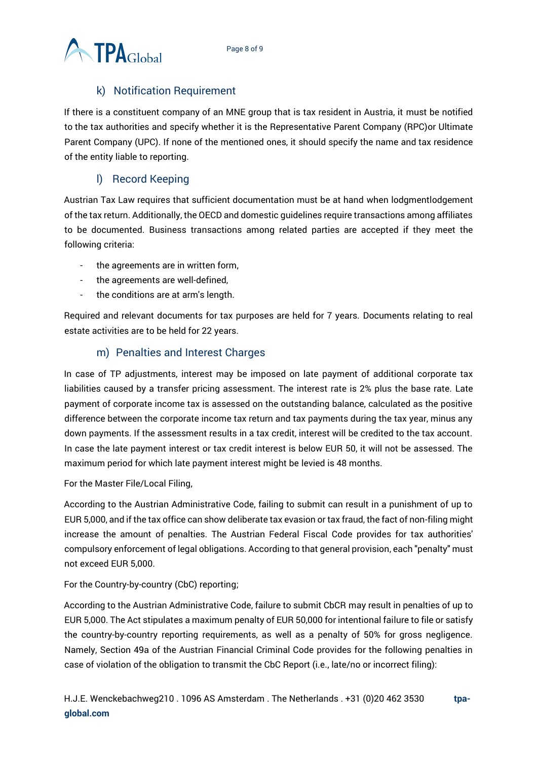## k) Notification Requirement

If there is a constituent company of an MNE group that is tax resident in Austria, it must be notified to the tax authorities and specify whether it is the Representative Parent Company (RPC)or Ultimate Parent Company (UPC). If none of the mentioned ones, it should specify the name and tax residence of the entity liable to reporting.

## l) Record Keeping

Austrian Tax Law requires that sufficient documentation must be at hand when lodgmentlodgement of the tax return. Additionally, the OECD and domestic guidelines require transactions among affiliates to be documented. Business transactions among related parties are accepted if they meet the following criteria:

- the agreements are in written form,
- the agreements are well-defined,
- the conditions are at arm's length.

Required and relevant documents for tax purposes are held for 7 years. Documents relating to real estate activities are to be held for 22 years.

## m) Penalties and Interest Charges

In case of TP adjustments, interest may be imposed on late payment of additional corporate tax liabilities caused by a transfer pricing assessment. The interest rate is 2% plus the base rate. Late payment of corporate income tax is assessed on the outstanding balance, calculated as the positive difference between the corporate income tax return and tax payments during the tax year, minus any down payments. If the assessment results in a tax credit, interest will be credited to the tax account. In case the late payment interest or tax credit interest is below EUR 50, it will not be assessed. The maximum period for which late payment interest might be levied is 48 months.

For the Master File/Local Filing,

According to the Austrian Administrative Code, failing to submit can result in a punishment of up to EUR 5,000, and if the tax office can show deliberate tax evasion or tax fraud, the fact of non-filing might increase the amount of penalties. The Austrian Federal Fiscal Code provides for tax authorities' compulsory enforcement of legal obligations. According to that general provision, each "penalty" must not exceed EUR 5,000.

For the Country-by-country (CbC) reporting;

According to the Austrian Administrative Code, failure to submit CbCR may result in penalties of up to EUR 5,000. The Act stipulates a maximum penalty of EUR 50,000 for intentional failure to file or satisfy the country-by-country reporting requirements, as well as a penalty of 50% for gross negligence. Namely, Section 49a of the Austrian Financial Criminal Code provides for the following penalties in case of violation of the obligation to transmit the CbC Report (i.e., late/no or incorrect filing):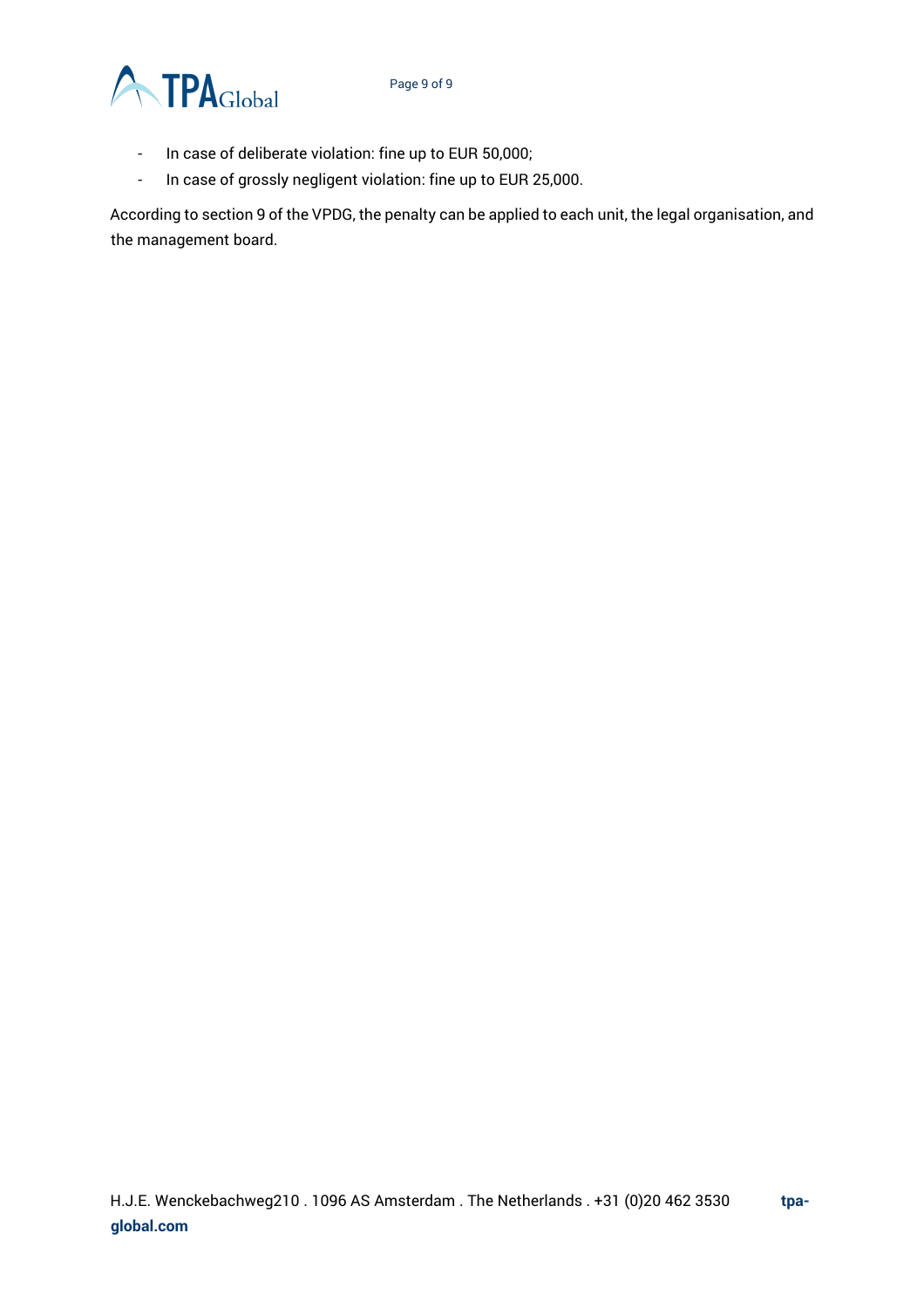- In case of deliberate violation: fine up to EUR 50,000;
- In case of grossly negligent violation: fine up to EUR 25,000.

According to section 9 of the VPDG, the penalty can be applied to each unit, the legal organisation, and the management board.